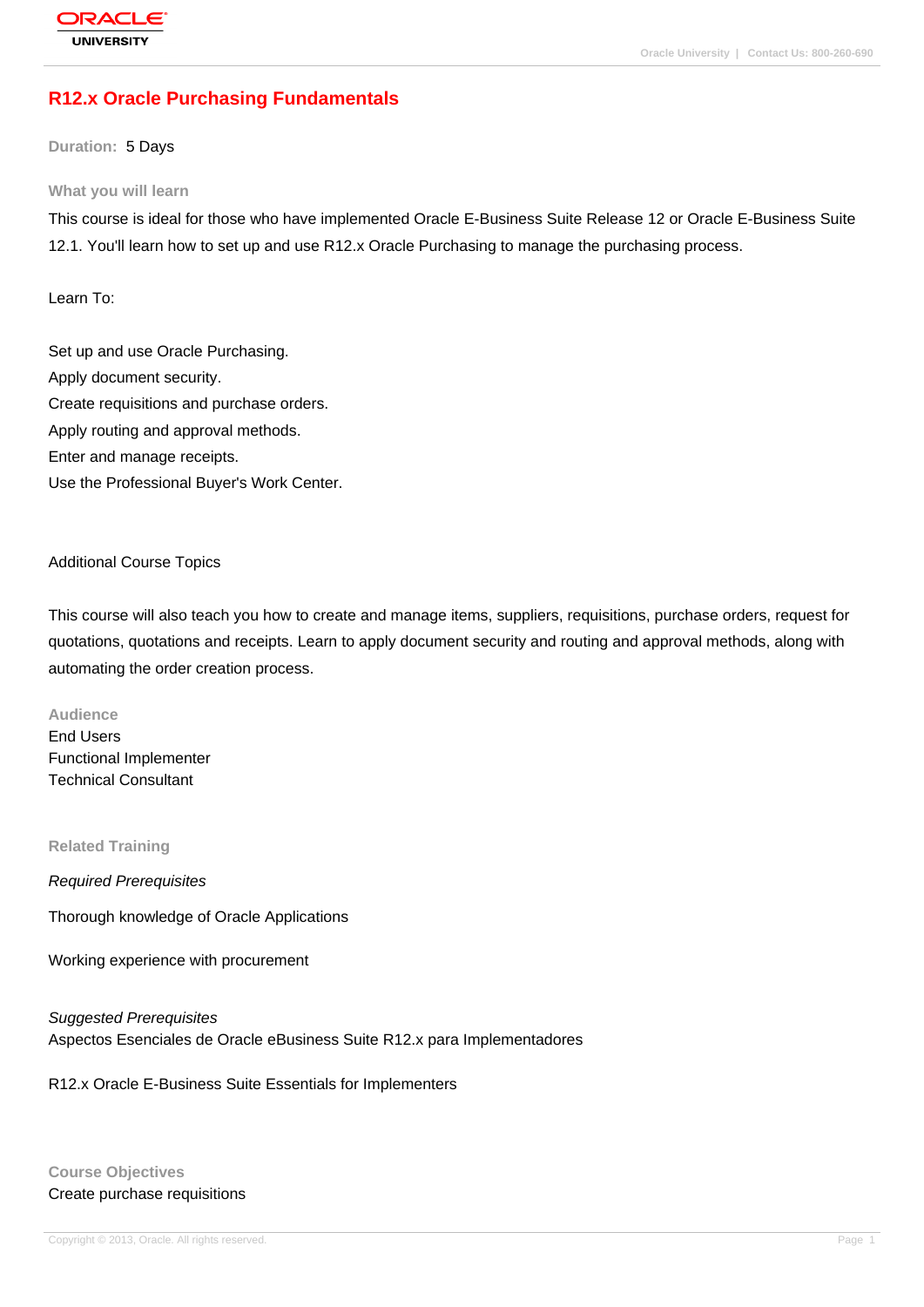# R12.x Oracle Purchasing Fundamentals

**Duration:** 5 Days

### What you will learn

This course is ideal for those who have implemented Oracle E-Business Suite Release 12 or Oracle E-Business Suite 12.1. You'll learn how to set up and use R12.x Oracle Purchasing to manage the purchasing process.

Learn To:

Set up and use Oracle Purchasing.
Apply document security.
Create requisitions and purchase orders.
Apply routing and approval methods.
Enter and manage receipts.
Use the Professional Buyer's Work Center.

Additional Course Topics

This course will also teach you how to create and manage items, suppliers, requisitions, purchase orders, request for quotations, quotations and receipts. Learn to apply document security and routing and approval methods, along with automating the order creation process.

### Audience

End Users
Functional Implementer
Technical Consultant

### Related Training

*Required Prerequisites*

Thorough knowledge of Oracle Applications

Working experience with procurement

*Suggested Prerequisites*
Aspectos Esenciales de Oracle eBusiness Suite R12.x para Implementadores

R12.x Oracle E-Business Suite Essentials for Implementers

### Course Objectives

Create purchase requisitions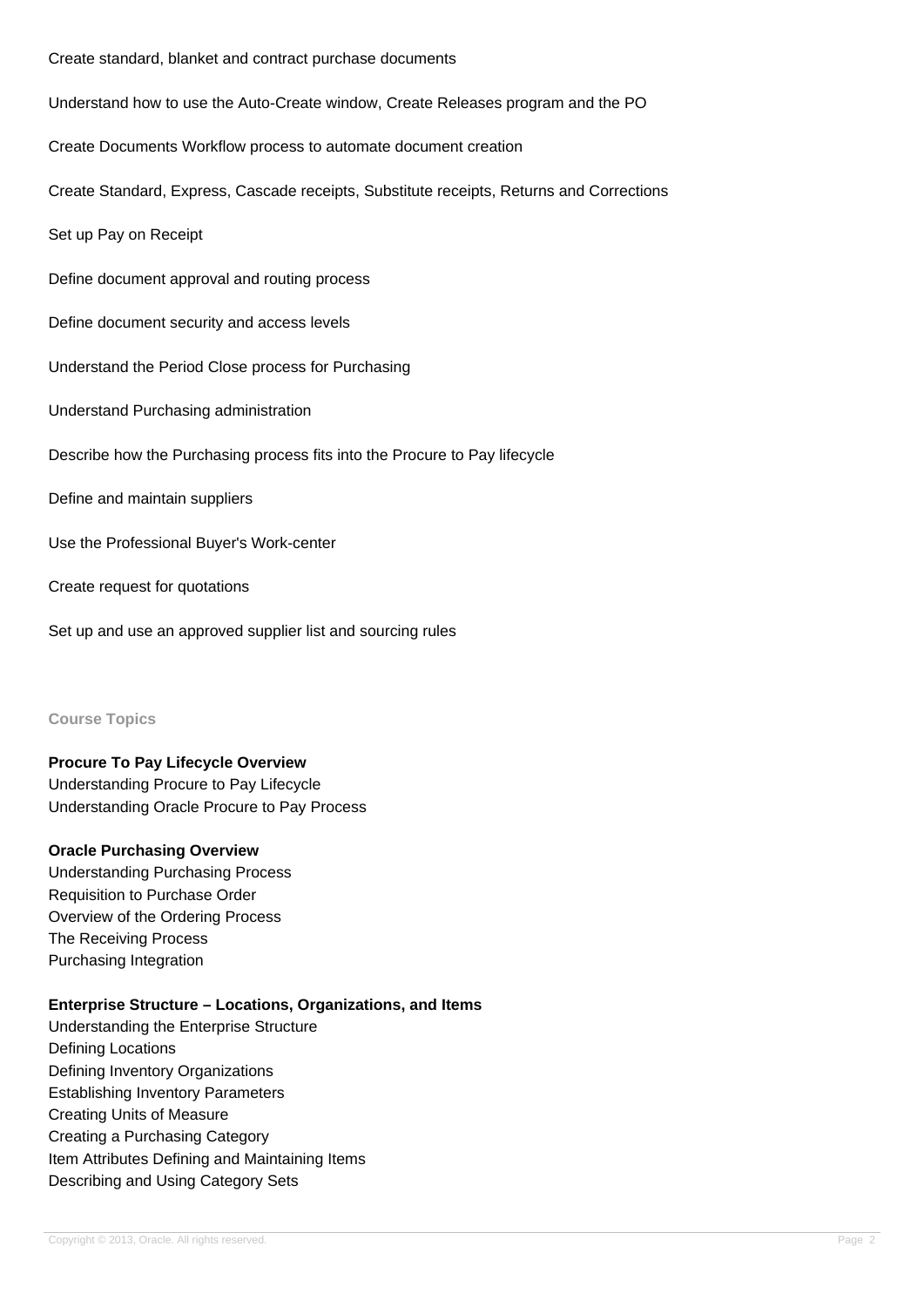Create standard, blanket and contract purchase documents

Understand how to use the Auto-Create window, Create Releases program and the PO

Create Documents Workflow process to automate document creation

Create Standard, Express, Cascade receipts, Substitute receipts, Returns and Corrections

Set up Pay on Receipt

Define document approval and routing process

Define document security and access levels

Understand the Period Close process for Purchasing

Understand Purchasing administration

Describe how the Purchasing process fits into the Procure to Pay lifecycle

Define and maintain suppliers

Use the Professional Buyer's Work-center

Create request for quotations

Set up and use an approved supplier list and sourcing rules

## Course Topics

**Procure To Pay Lifecycle Overview**
Understanding Procure to Pay Lifecycle
Understanding Oracle Procure to Pay Process

**Oracle Purchasing Overview**
Understanding Purchasing Process
Requisition to Purchase Order
Overview of the Ordering Process
The Receiving Process
Purchasing Integration

**Enterprise Structure – Locations, Organizations, and Items**
Understanding the Enterprise Structure
Defining Locations
Defining Inventory Organizations
Establishing Inventory Parameters
Creating Units of Measure
Creating a Purchasing Category
Item Attributes Defining and Maintaining Items
Describing and Using Category Sets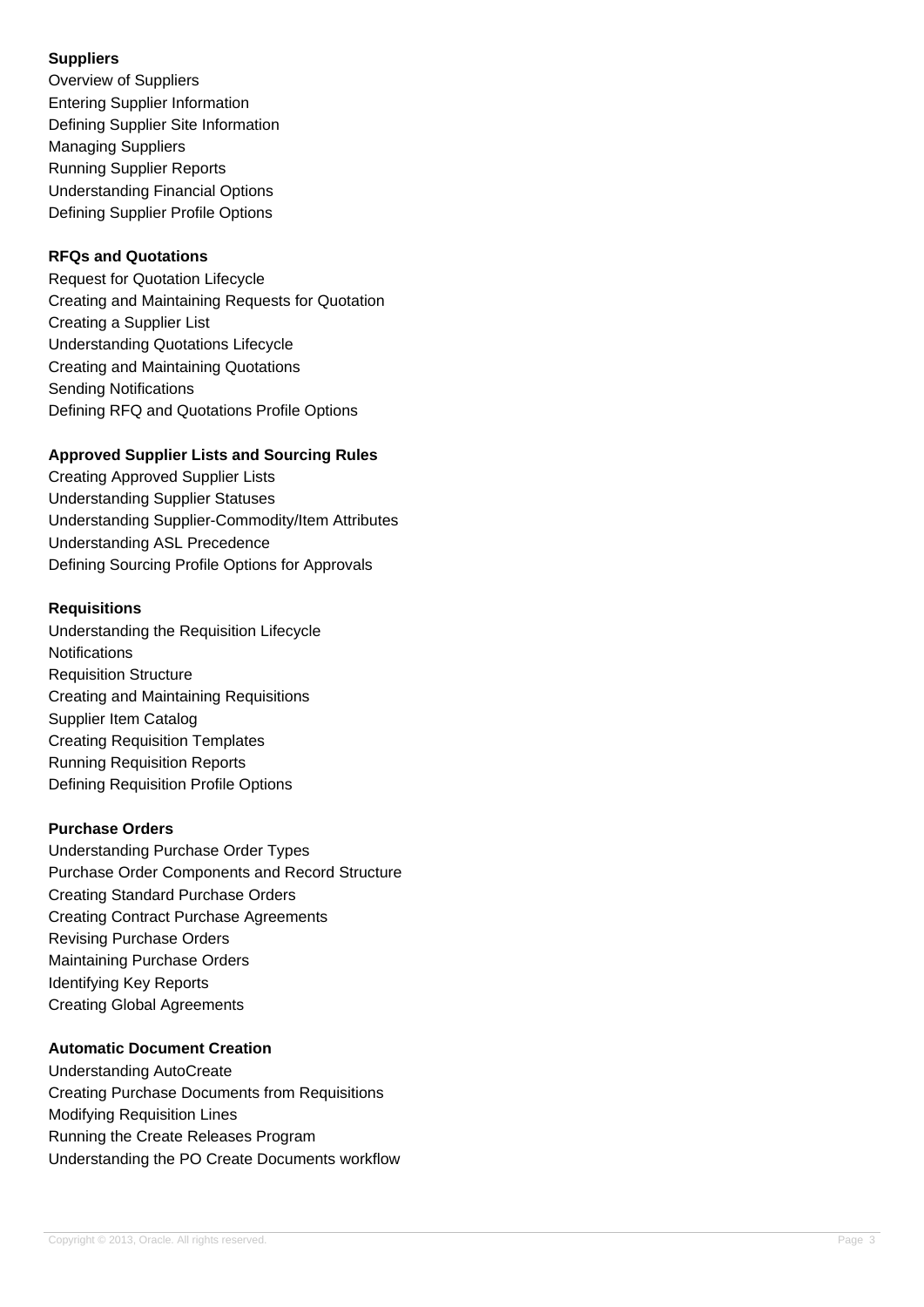**Suppliers**

Overview of Suppliers
Entering Supplier Information
Defining Supplier Site Information
Managing Suppliers
Running Supplier Reports
Understanding Financial Options
Defining Supplier Profile Options

**RFQs and Quotations**

Request for Quotation Lifecycle
Creating and Maintaining Requests for Quotation
Creating a Supplier List
Understanding Quotations Lifecycle
Creating and Maintaining Quotations
Sending Notifications
Defining RFQ and Quotations Profile Options

**Approved Supplier Lists and Sourcing Rules**

Creating Approved Supplier Lists
Understanding Supplier Statuses
Understanding Supplier-Commodity/Item Attributes
Understanding ASL Precedence
Defining Sourcing Profile Options for Approvals

**Requisitions**

Understanding the Requisition Lifecycle
Notifications
Requisition Structure
Creating and Maintaining Requisitions
Supplier Item Catalog
Creating Requisition Templates
Running Requisition Reports
Defining Requisition Profile Options

**Purchase Orders**

Understanding Purchase Order Types
Purchase Order Components and Record Structure
Creating Standard Purchase Orders
Creating Contract Purchase Agreements
Revising Purchase Orders
Maintaining Purchase Orders
Identifying Key Reports
Creating Global Agreements

**Automatic Document Creation**

Understanding AutoCreate
Creating Purchase Documents from Requisitions
Modifying Requisition Lines
Running the Create Releases Program
Understanding the PO Create Documents workflow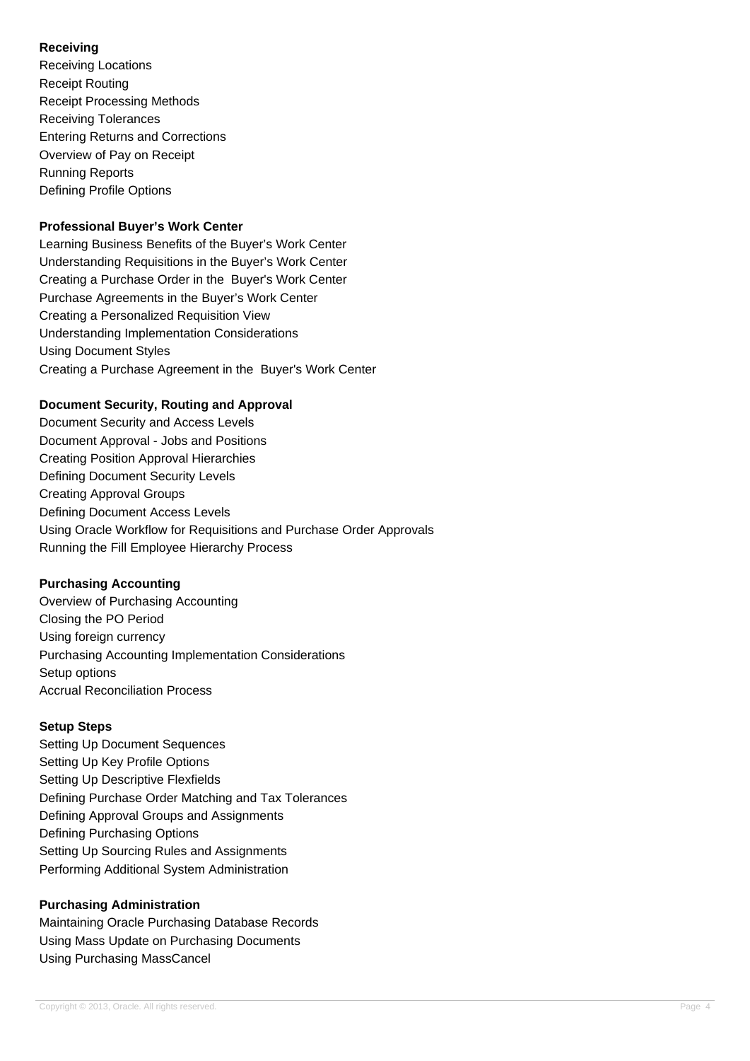**Receiving**

Receiving Locations
Receipt Routing
Receipt Processing Methods
Receiving Tolerances
Entering Returns and Corrections
Overview of Pay on Receipt
Running Reports
Defining Profile Options

**Professional Buyer's Work Center**

Learning Business Benefits of the Buyer's Work Center
Understanding Requisitions in the Buyer's Work Center
Creating a Purchase Order in the Buyer's Work Center
Purchase Agreements in the Buyer's Work Center
Creating a Personalized Requisition View
Understanding Implementation Considerations
Using Document Styles
Creating a Purchase Agreement in the Buyer's Work Center

**Document Security, Routing and Approval**

Document Security and Access Levels
Document Approval - Jobs and Positions
Creating Position Approval Hierarchies
Defining Document Security Levels
Creating Approval Groups
Defining Document Access Levels
Using Oracle Workflow for Requisitions and Purchase Order Approvals
Running the Fill Employee Hierarchy Process

**Purchasing Accounting**

Overview of Purchasing Accounting
Closing the PO Period
Using foreign currency
Purchasing Accounting Implementation Considerations
Setup options
Accrual Reconciliation Process

**Setup Steps**

Setting Up Document Sequences
Setting Up Key Profile Options
Setting Up Descriptive Flexfields
Defining Purchase Order Matching and Tax Tolerances
Defining Approval Groups and Assignments
Defining Purchasing Options
Setting Up Sourcing Rules and Assignments
Performing Additional System Administration

**Purchasing Administration**

Maintaining Oracle Purchasing Database Records
Using Mass Update on Purchasing Documents
Using Purchasing MassCancel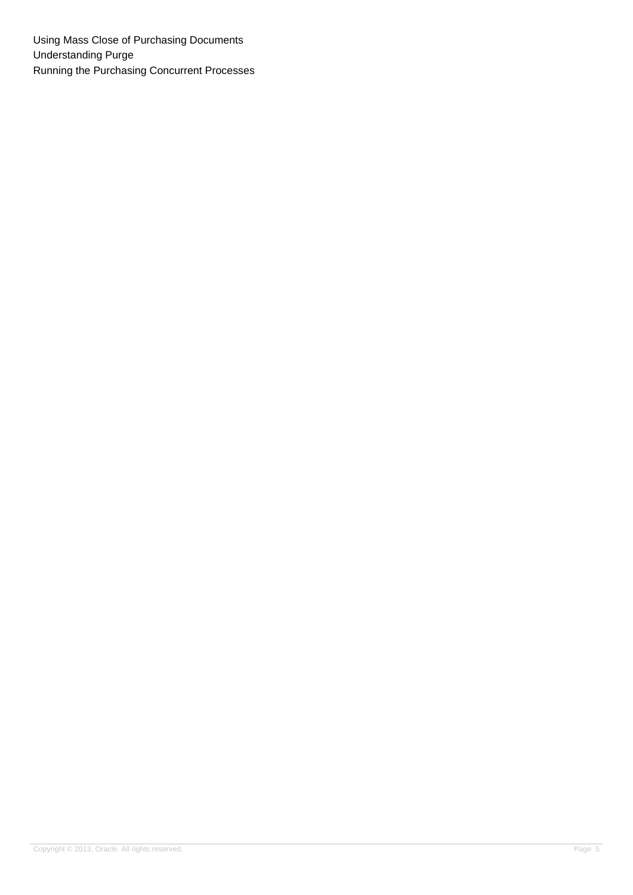Using Mass Close of Purchasing Documents
Understanding Purge
Running the Purchasing Concurrent Processes